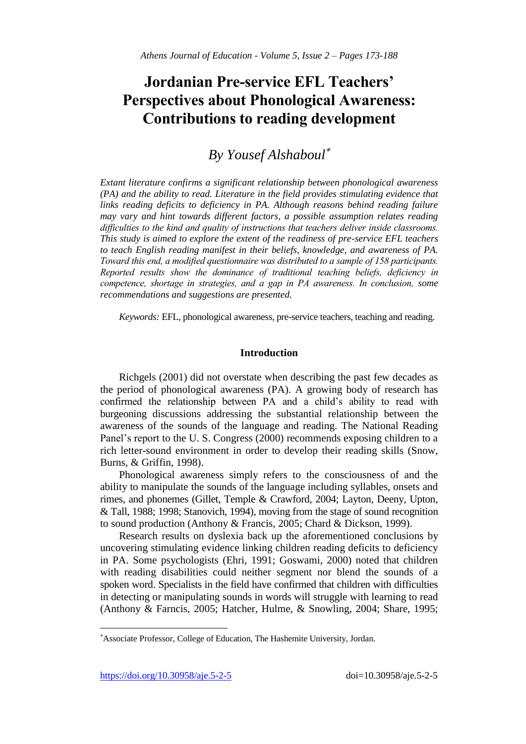# Jordanian Pre-service EFL Teachers' Perspectives about Phonological Awareness: Contributions to reading development

## *By Yousef Alshaboul*[*]

*Extant literature confirms a significant relationship between phonological awareness (PA) and the ability to read. Literature in the field provides stimulating evidence that links reading deficits to deficiency in PA. Although reasons behind reading failure may vary and hint towards different factors, a possible assumption relates reading difficulties to the kind and quality of instructions that teachers deliver inside classrooms. This study is aimed to explore the extent of the readiness of pre-service EFL teachers to teach English reading manifest in their beliefs, knowledge, and awareness of PA. Toward this end, a modified questionnaire was distributed to a sample of 158 participants. Reported results show the dominance of traditional teaching beliefs, deficiency in competence, shortage in strategies, and a gap in PA awareness. In conclusion, some recommendations and suggestions are presented.*

*Keywords:* EFL, phonological awareness, pre-service teachers, teaching and reading.

## Introduction

Richgels (2001) did not overstate when describing the past few decades as the period of phonological awareness (PA). A growing body of research has confirmed the relationship between PA and a child's ability to read with burgeoning discussions addressing the substantial relationship between the awareness of the sounds of the language and reading. The National Reading Panel's report to the U. S. Congress (2000) recommends exposing children to a rich letter-sound environment in order to develop their reading skills (Snow, Burns, & Griffin, 1998).

Phonological awareness simply refers to the consciousness of and the ability to manipulate the sounds of the language including syllables, onsets and rimes, and phonemes (Gillet, Temple & Crawford, 2004; Layton, Deeny, Upton, & Tall, 1988; 1998; Stanovich, 1994), moving from the stage of sound recognition to sound production (Anthony & Francis, 2005; Chard & Dickson, 1999).

Research results on dyslexia back up the aforementioned conclusions by uncovering stimulating evidence linking children reading deficits to deficiency in PA. Some psychologists (Ehri, 1991; Goswami, 2000) noted that children with reading disabilities could neither segment nor blend the sounds of a spoken word. Specialists in the field have confirmed that children with difficulties in detecting or manipulating sounds in words will struggle with learning to read (Anthony & Farncis, 2005; Hatcher, Hulme, & Snowling, 2004; Share, 1995;

---

[*]Associate Professor, College of Education, The Hashemite University, Jordan.

https://doi.org/10.30958/aje.5-2-5 doi=10.30958/aje.5-2-5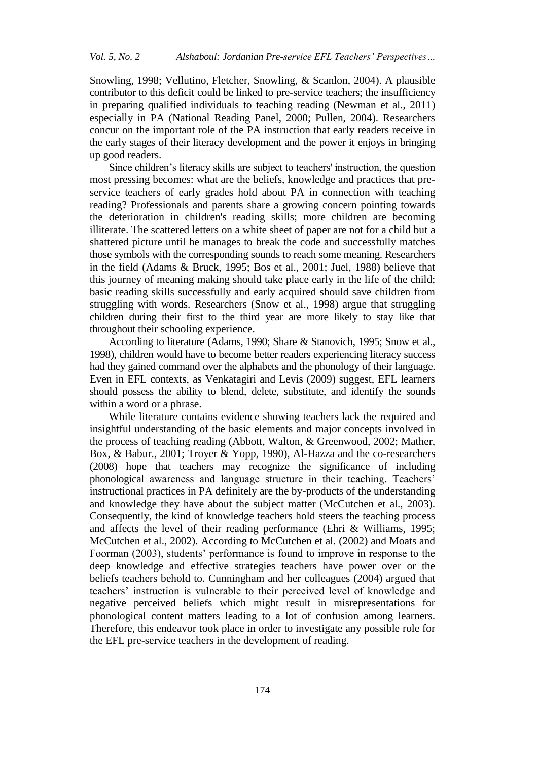Snowling, 1998; Vellutino, Fletcher, Snowling, & Scanlon, 2004). A plausible contributor to this deficit could be linked to pre-service teachers; the insufficiency in preparing qualified individuals to teaching reading (Newman et al., 2011) especially in PA (National Reading Panel, 2000; Pullen, 2004). Researchers concur on the important role of the PA instruction that early readers receive in the early stages of their literacy development and the power it enjoys in bringing up good readers.

Since children's literacy skills are subject to teachers' instruction, the question most pressing becomes: what are the beliefs, knowledge and practices that pre-service teachers of early grades hold about PA in connection with teaching reading? Professionals and parents share a growing concern pointing towards the deterioration in children's reading skills; more children are becoming illiterate. The scattered letters on a white sheet of paper are not for a child but a shattered picture until he manages to break the code and successfully matches those symbols with the corresponding sounds to reach some meaning. Researchers in the field (Adams & Bruck, 1995; Bos et al., 2001; Juel, 1988) believe that this journey of meaning making should take place early in the life of the child; basic reading skills successfully and early acquired should save children from struggling with words. Researchers (Snow et al., 1998) argue that struggling children during their first to the third year are more likely to stay like that throughout their schooling experience.

According to literature (Adams, 1990; Share & Stanovich, 1995; Snow et al., 1998), children would have to become better readers experiencing literacy success had they gained command over the alphabets and the phonology of their language. Even in EFL contexts, as Venkatagiri and Levis (2009) suggest, EFL learners should possess the ability to blend, delete, substitute, and identify the sounds within a word or a phrase.

While literature contains evidence showing teachers lack the required and insightful understanding of the basic elements and major concepts involved in the process of teaching reading (Abbott, Walton, & Greenwood, 2002; Mather, Box, & Babur., 2001; Troyer & Yopp, 1990), Al-Hazza and the co-researchers (2008) hope that teachers may recognize the significance of including phonological awareness and language structure in their teaching. Teachers' instructional practices in PA definitely are the by-products of the understanding and knowledge they have about the subject matter (McCutchen et al., 2003). Consequently, the kind of knowledge teachers hold steers the teaching process and affects the level of their reading performance (Ehri & Williams, 1995; McCutchen et al., 2002). According to McCutchen et al. (2002) and Moats and Foorman (2003), students' performance is found to improve in response to the deep knowledge and effective strategies teachers have power over or the beliefs teachers behold to. Cunningham and her colleagues (2004) argued that teachers' instruction is vulnerable to their perceived level of knowledge and negative perceived beliefs which might result in misrepresentations for phonological content matters leading to a lot of confusion among learners. Therefore, this endeavor took place in order to investigate any possible role for the EFL pre-service teachers in the development of reading.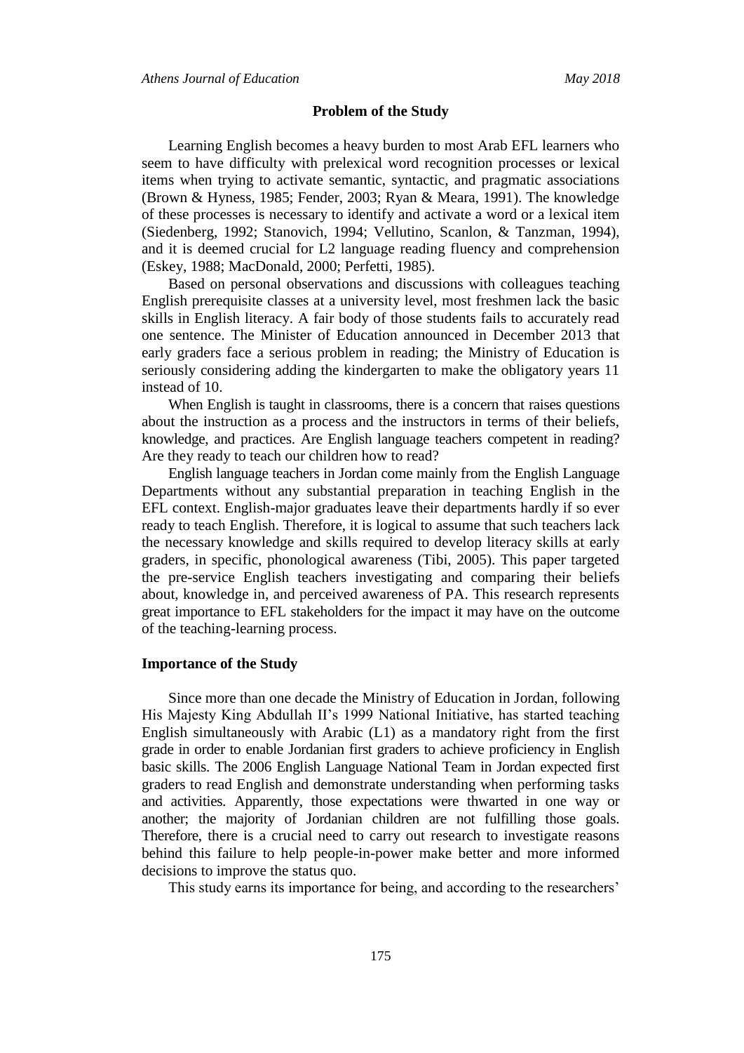## Problem of the Study

Learning English becomes a heavy burden to most Arab EFL learners who seem to have difficulty with prelexical word recognition processes or lexical items when trying to activate semantic, syntactic, and pragmatic associations (Brown & Hyness, 1985; Fender, 2003; Ryan & Meara, 1991). The knowledge of these processes is necessary to identify and activate a word or a lexical item (Siedenberg, 1992; Stanovich, 1994; Vellutino, Scanlon, & Tanzman, 1994), and it is deemed crucial for L2 language reading fluency and comprehension (Eskey, 1988; MacDonald, 2000; Perfetti, 1985).

Based on personal observations and discussions with colleagues teaching English prerequisite classes at a university level, most freshmen lack the basic skills in English literacy. A fair body of those students fails to accurately read one sentence. The Minister of Education announced in December 2013 that early graders face a serious problem in reading; the Ministry of Education is seriously considering adding the kindergarten to make the obligatory years 11 instead of 10.

When English is taught in classrooms, there is a concern that raises questions about the instruction as a process and the instructors in terms of their beliefs, knowledge, and practices. Are English language teachers competent in reading? Are they ready to teach our children how to read?

English language teachers in Jordan come mainly from the English Language Departments without any substantial preparation in teaching English in the EFL context. English-major graduates leave their departments hardly if so ever ready to teach English. Therefore, it is logical to assume that such teachers lack the necessary knowledge and skills required to develop literacy skills at early graders, in specific, phonological awareness (Tibi, 2005). This paper targeted the pre-service English teachers investigating and comparing their beliefs about, knowledge in, and perceived awareness of PA. This research represents great importance to EFL stakeholders for the impact it may have on the outcome of the teaching-learning process.

### Importance of the Study

Since more than one decade the Ministry of Education in Jordan, following His Majesty King Abdullah II's 1999 National Initiative, has started teaching English simultaneously with Arabic (L1) as a mandatory right from the first grade in order to enable Jordanian first graders to achieve proficiency in English basic skills. The 2006 English Language National Team in Jordan expected first graders to read English and demonstrate understanding when performing tasks and activities. Apparently, those expectations were thwarted in one way or another; the majority of Jordanian children are not fulfilling those goals. Therefore, there is a crucial need to carry out research to investigate reasons behind this failure to help people-in-power make better and more informed decisions to improve the status quo.

This study earns its importance for being, and according to the researchers'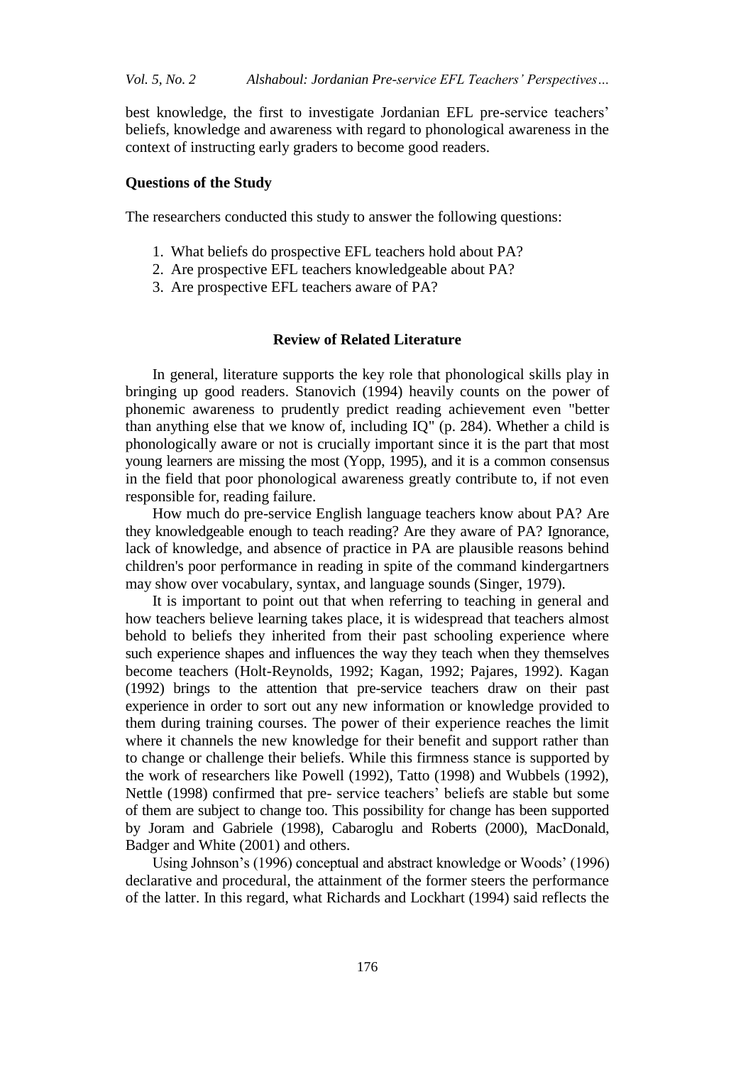best knowledge, the first to investigate Jordanian EFL pre-service teachers' beliefs, knowledge and awareness with regard to phonological awareness in the context of instructing early graders to become good readers.

### Questions of the Study

The researchers conducted this study to answer the following questions:

1. What beliefs do prospective EFL teachers hold about PA?
2. Are prospective EFL teachers knowledgeable about PA?
3. Are prospective EFL teachers aware of PA?

## Review of Related Literature

In general, literature supports the key role that phonological skills play in bringing up good readers. Stanovich (1994) heavily counts on the power of phonemic awareness to prudently predict reading achievement even "better than anything else that we know of, including IQ" (p. 284). Whether a child is phonologically aware or not is crucially important since it is the part that most young learners are missing the most (Yopp, 1995), and it is a common consensus in the field that poor phonological awareness greatly contribute to, if not even responsible for, reading failure.

How much do pre-service English language teachers know about PA? Are they knowledgeable enough to teach reading? Are they aware of PA? Ignorance, lack of knowledge, and absence of practice in PA are plausible reasons behind children's poor performance in reading in spite of the command kindergartners may show over vocabulary, syntax, and language sounds (Singer, 1979).

It is important to point out that when referring to teaching in general and how teachers believe learning takes place, it is widespread that teachers almost behold to beliefs they inherited from their past schooling experience where such experience shapes and influences the way they teach when they themselves become teachers (Holt-Reynolds, 1992; Kagan, 1992; Pajares, 1992). Kagan (1992) brings to the attention that pre-service teachers draw on their past experience in order to sort out any new information or knowledge provided to them during training courses. The power of their experience reaches the limit where it channels the new knowledge for their benefit and support rather than to change or challenge their beliefs. While this firmness stance is supported by the work of researchers like Powell (1992), Tatto (1998) and Wubbels (1992), Nettle (1998) confirmed that pre- service teachers' beliefs are stable but some of them are subject to change too. This possibility for change has been supported by Joram and Gabriele (1998), Cabaroglu and Roberts (2000), MacDonald, Badger and White (2001) and others.

Using Johnson's (1996) conceptual and abstract knowledge or Woods' (1996) declarative and procedural, the attainment of the former steers the performance of the latter. In this regard, what Richards and Lockhart (1994) said reflects the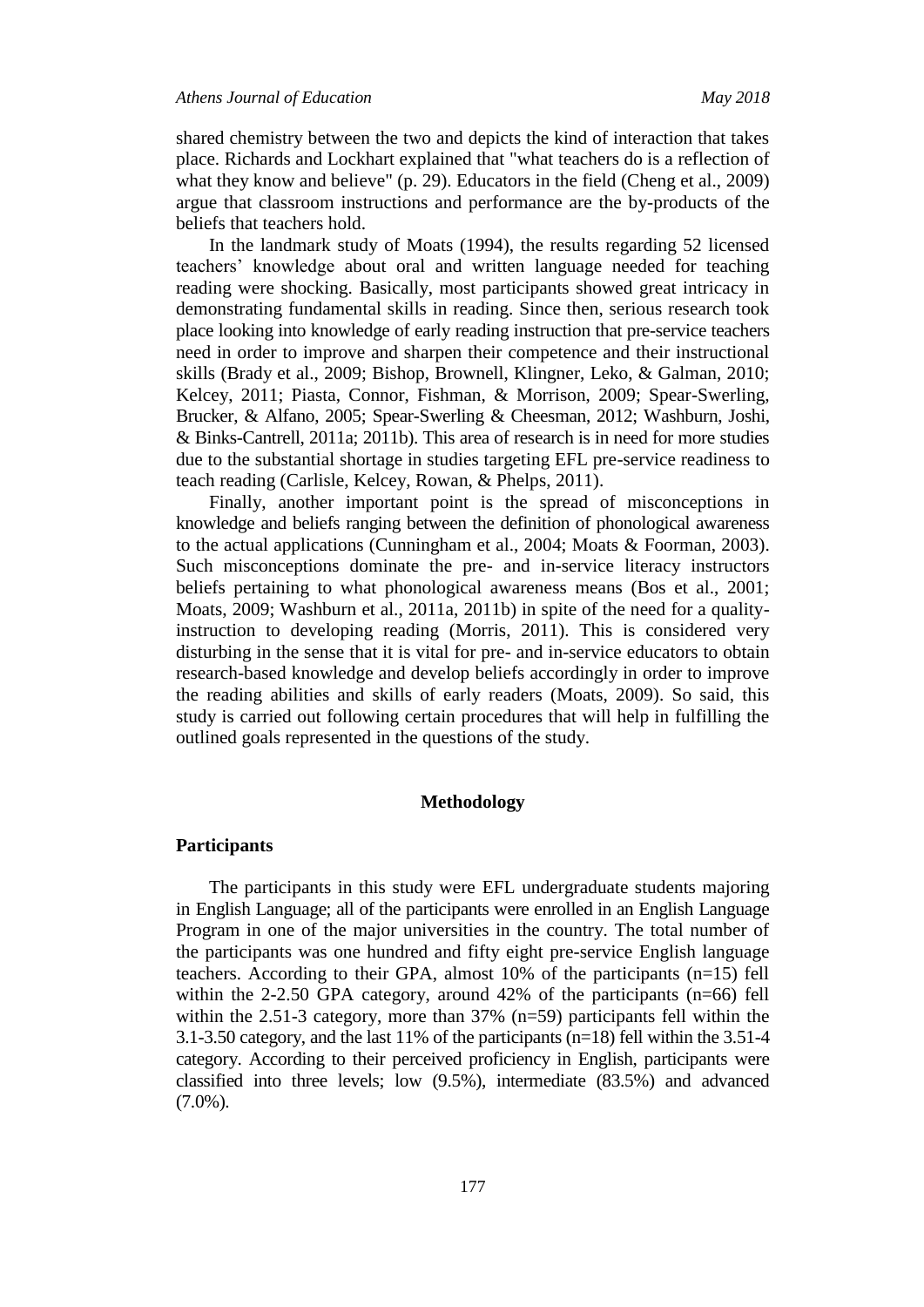shared chemistry between the two and depicts the kind of interaction that takes place. Richards and Lockhart explained that "what teachers do is a reflection of what they know and believe" (p. 29). Educators in the field (Cheng et al., 2009) argue that classroom instructions and performance are the by-products of the beliefs that teachers hold.

In the landmark study of Moats (1994), the results regarding 52 licensed teachers' knowledge about oral and written language needed for teaching reading were shocking. Basically, most participants showed great intricacy in demonstrating fundamental skills in reading. Since then, serious research took place looking into knowledge of early reading instruction that pre-service teachers need in order to improve and sharpen their competence and their instructional skills (Brady et al., 2009; Bishop, Brownell, Klingner, Leko, & Galman, 2010; Kelcey, 2011; Piasta, Connor, Fishman, & Morrison, 2009; Spear-Swerling, Brucker, & Alfano, 2005; Spear-Swerling & Cheesman, 2012; Washburn, Joshi, & Binks-Cantrell, 2011a; 2011b). This area of research is in need for more studies due to the substantial shortage in studies targeting EFL pre-service readiness to teach reading (Carlisle, Kelcey, Rowan, & Phelps, 2011).

Finally, another important point is the spread of misconceptions in knowledge and beliefs ranging between the definition of phonological awareness to the actual applications (Cunningham et al., 2004; Moats & Foorman, 2003). Such misconceptions dominate the pre- and in-service literacy instructors beliefs pertaining to what phonological awareness means (Bos et al., 2001; Moats, 2009; Washburn et al., 2011a, 2011b) in spite of the need for a quality-instruction to developing reading (Morris, 2011). This is considered very disturbing in the sense that it is vital for pre- and in-service educators to obtain research-based knowledge and develop beliefs accordingly in order to improve the reading abilities and skills of early readers (Moats, 2009). So said, this study is carried out following certain procedures that will help in fulfilling the outlined goals represented in the questions of the study.

## Methodology

### Participants

The participants in this study were EFL undergraduate students majoring in English Language; all of the participants were enrolled in an English Language Program in one of the major universities in the country. The total number of the participants was one hundred and fifty eight pre-service English language teachers. According to their GPA, almost 10% of the participants (n=15) fell within the 2-2.50 GPA category, around 42% of the participants (n=66) fell within the 2.51-3 category, more than 37% (n=59) participants fell within the 3.1-3.50 category, and the last 11% of the participants (n=18) fell within the 3.51-4 category. According to their perceived proficiency in English, participants were classified into three levels; low (9.5%), intermediate (83.5%) and advanced (7.0%).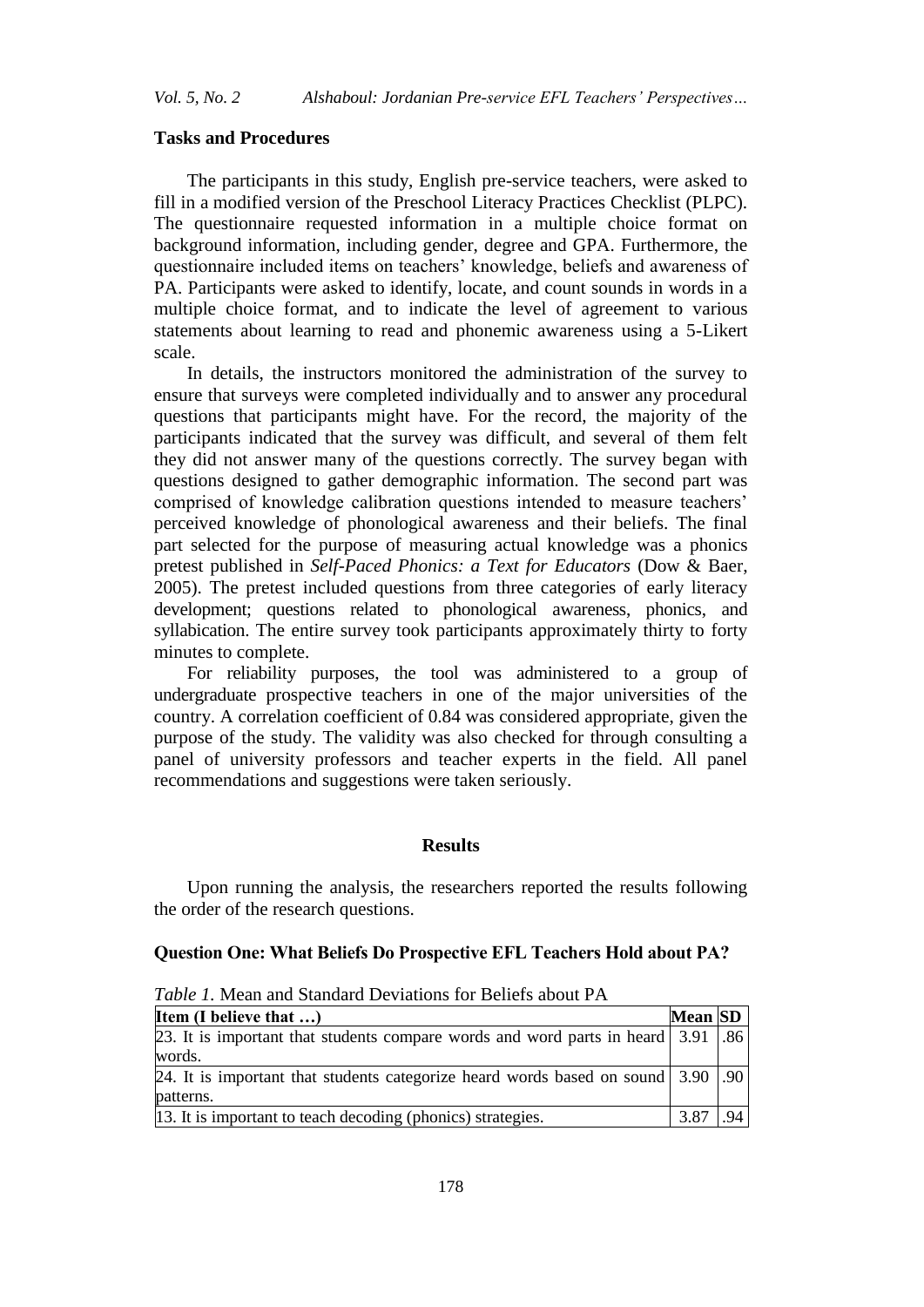### Tasks and Procedures

The participants in this study, English pre-service teachers, were asked to fill in a modified version of the Preschool Literacy Practices Checklist (PLPC). The questionnaire requested information in a multiple choice format on background information, including gender, degree and GPA. Furthermore, the questionnaire included items on teachers' knowledge, beliefs and awareness of PA. Participants were asked to identify, locate, and count sounds in words in a multiple choice format, and to indicate the level of agreement to various statements about learning to read and phonemic awareness using a 5-Likert scale.

In details, the instructors monitored the administration of the survey to ensure that surveys were completed individually and to answer any procedural questions that participants might have. For the record, the majority of the participants indicated that the survey was difficult, and several of them felt they did not answer many of the questions correctly. The survey began with questions designed to gather demographic information. The second part was comprised of knowledge calibration questions intended to measure teachers' perceived knowledge of phonological awareness and their beliefs. The final part selected for the purpose of measuring actual knowledge was a phonics pretest published in *Self-Paced Phonics: a Text for Educators* (Dow & Baer, 2005). The pretest included questions from three categories of early literacy development; questions related to phonological awareness, phonics, and syllabication. The entire survey took participants approximately thirty to forty minutes to complete.

For reliability purposes, the tool was administered to a group of undergraduate prospective teachers in one of the major universities of the country. A correlation coefficient of 0.84 was considered appropriate, given the purpose of the study. The validity was also checked for through consulting a panel of university professors and teacher experts in the field. All panel recommendations and suggestions were taken seriously.

## Results

Upon running the analysis, the researchers reported the results following the order of the research questions.

### Question One: What Beliefs Do Prospective EFL Teachers Hold about PA?

*Table 1.* Mean and Standard Deviations for Beliefs about PA

| Item (I believe that …) | Mean | SD |
|---|---|---|
| 23. It is important that students compare words and word parts in heard words. | 3.91 | .86 |
| 24. It is important that students categorize heard words based on sound patterns. | 3.90 | .90 |
| 13. It is important to teach decoding (phonics) strategies. | 3.87 | .94 |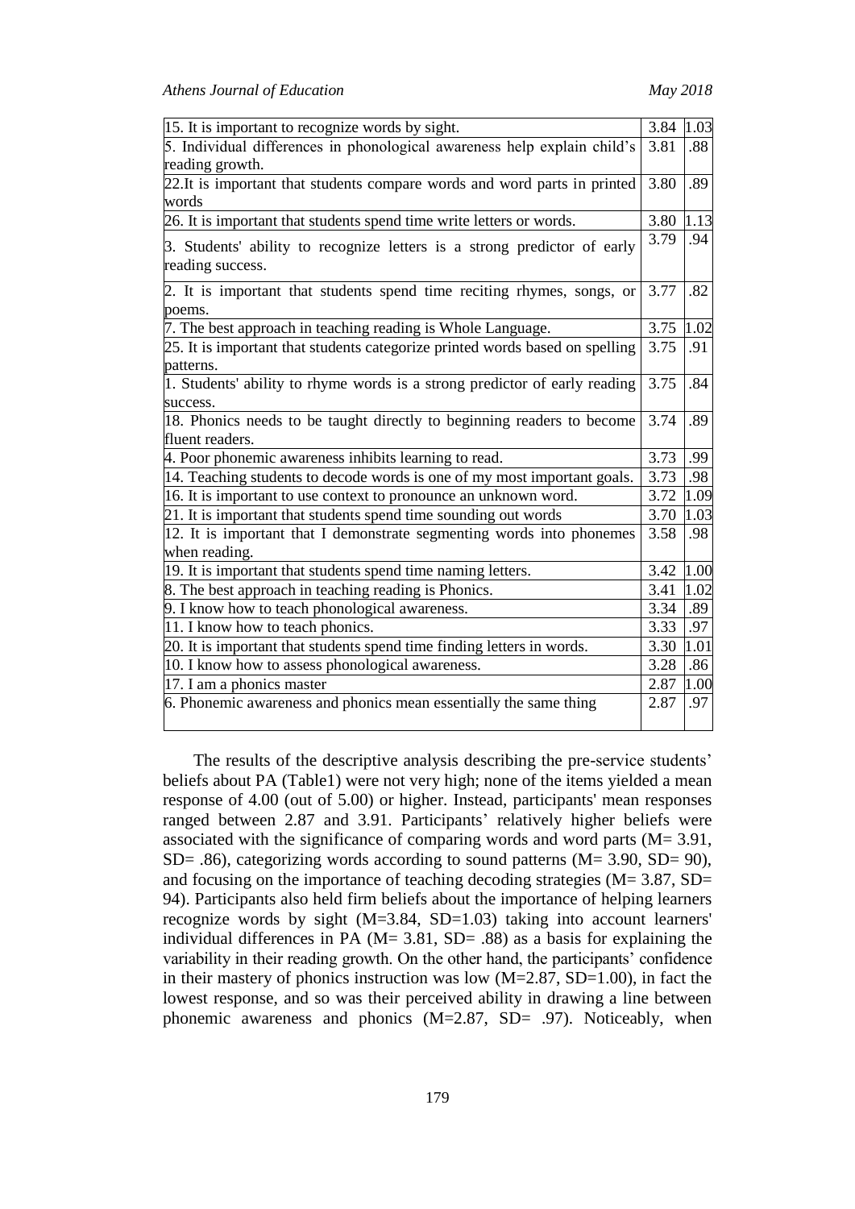| | | |
|---|---|---|
| 15. It is important to recognize words by sight. | 3.84 | 1.03 |
| 5. Individual differences in phonological awareness help explain child's reading growth. | 3.81 | .88 |
| 22.It is important that students compare words and word parts in printed words | 3.80 | .89 |
| 26. It is important that students spend time write letters or words. | 3.80 | 1.13 |
| 3. Students' ability to recognize letters is a strong predictor of early reading success. | 3.79 | .94 |
| 2. It is important that students spend time reciting rhymes, songs, or poems. | 3.77 | .82 |
| 7. The best approach in teaching reading is Whole Language. | 3.75 | 1.02 |
| 25. It is important that students categorize printed words based on spelling patterns. | 3.75 | .91 |
| 1. Students' ability to rhyme words is a strong predictor of early reading success. | 3.75 | .84 |
| 18. Phonics needs to be taught directly to beginning readers to become fluent readers. | 3.74 | .89 |
| 4. Poor phonemic awareness inhibits learning to read. | 3.73 | .99 |
| 14. Teaching students to decode words is one of my most important goals. | 3.73 | .98 |
| 16. It is important to use context to pronounce an unknown word. | 3.72 | 1.09 |
| 21. It is important that students spend time sounding out words | 3.70 | 1.03 |
| 12. It is important that I demonstrate segmenting words into phonemes when reading. | 3.58 | .98 |
| 19. It is important that students spend time naming letters. | 3.42 | 1.00 |
| 8. The best approach in teaching reading is Phonics. | 3.41 | 1.02 |
| 9. I know how to teach phonological awareness. | 3.34 | .89 |
| 11. I know how to teach phonics. | 3.33 | .97 |
| 20. It is important that students spend time finding letters in words. | 3.30 | 1.01 |
| 10. I know how to assess phonological awareness. | 3.28 | .86 |
| 17. I am a phonics master | 2.87 | 1.00 |
| 6. Phonemic awareness and phonics mean essentially the same thing | 2.87 | .97 |

The results of the descriptive analysis describing the pre-service students' beliefs about PA (Table1) were not very high; none of the items yielded a mean response of 4.00 (out of 5.00) or higher. Instead, participants' mean responses ranged between 2.87 and 3.91. Participants' relatively higher beliefs were associated with the significance of comparing words and word parts (M= 3.91, SD= .86), categorizing words according to sound patterns (M= 3.90, SD= 90), and focusing on the importance of teaching decoding strategies (M= 3.87, SD= 94). Participants also held firm beliefs about the importance of helping learners recognize words by sight (M=3.84, SD=1.03) taking into account learners' individual differences in PA (M= 3.81, SD= .88) as a basis for explaining the variability in their reading growth. On the other hand, the participants' confidence in their mastery of phonics instruction was low (M=2.87, SD=1.00), in fact the lowest response, and so was their perceived ability in drawing a line between phonemic awareness and phonics (M=2.87, SD= .97). Noticeably, when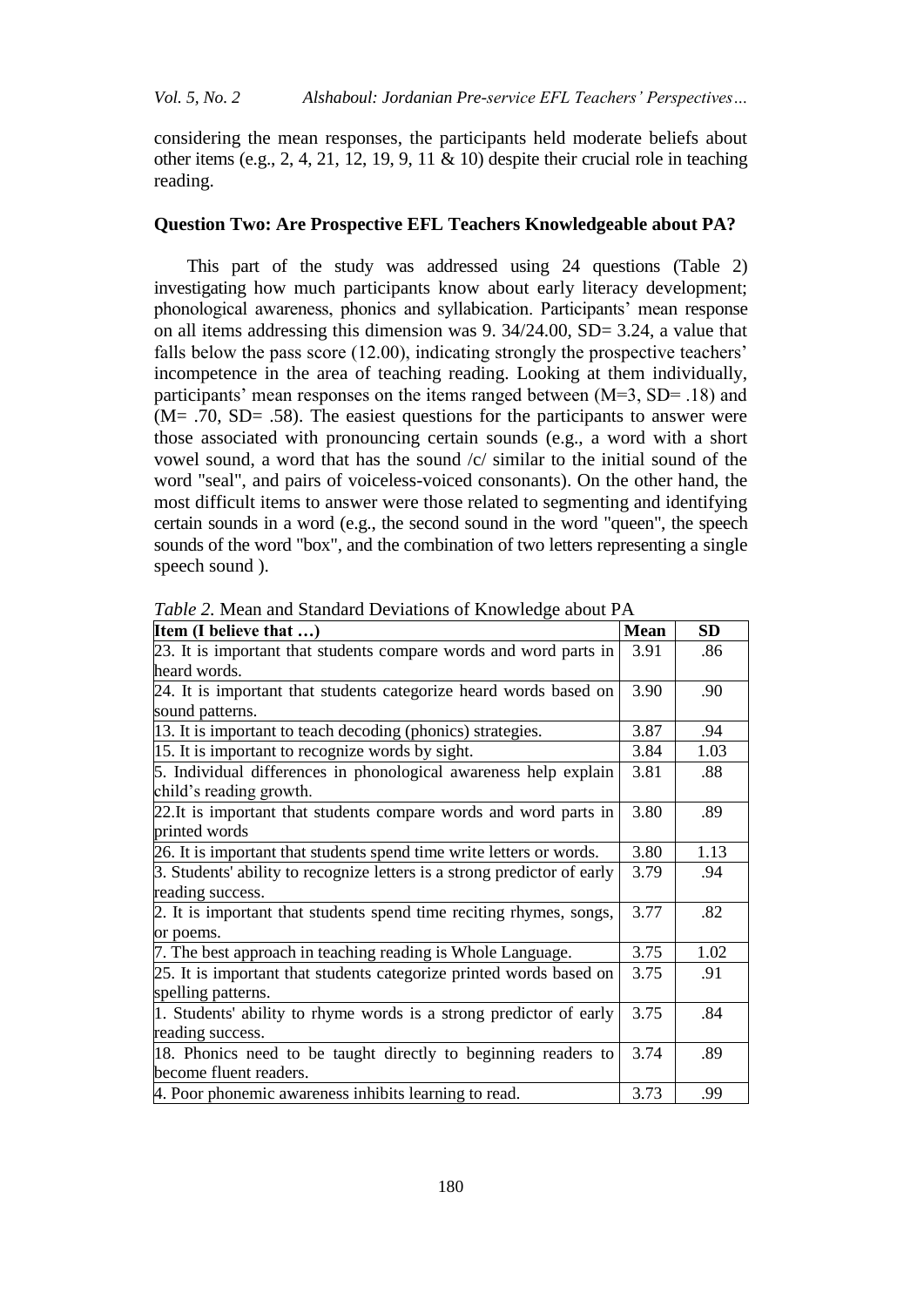considering the mean responses, the participants held moderate beliefs about other items (e.g., 2, 4, 21, 12, 19, 9, 11 & 10) despite their crucial role in teaching reading.

### Question Two: Are Prospective EFL Teachers Knowledgeable about PA?

This part of the study was addressed using 24 questions (Table 2) investigating how much participants know about early literacy development; phonological awareness, phonics and syllabication. Participants' mean response on all items addressing this dimension was 9. 34/24.00, SD= 3.24, a value that falls below the pass score (12.00), indicating strongly the prospective teachers' incompetence in the area of teaching reading. Looking at them individually, participants' mean responses on the items ranged between (M=3, SD= .18) and (M= .70, SD= .58). The easiest questions for the participants to answer were those associated with pronouncing certain sounds (e.g., a word with a short vowel sound, a word that has the sound /c/ similar to the initial sound of the word "seal", and pairs of voiceless-voiced consonants). On the other hand, the most difficult items to answer were those related to segmenting and identifying certain sounds in a word (e.g., the second sound in the word "queen", the speech sounds of the word "box", and the combination of two letters representing a single speech sound ).

*Table 2.* Mean and Standard Deviations of Knowledge about PA

| Item (I believe that …) | Mean | SD |
|---|---|---|
| 23. It is important that students compare words and word parts in heard words. | 3.91 | .86 |
| 24. It is important that students categorize heard words based on sound patterns. | 3.90 | .90 |
| 13. It is important to teach decoding (phonics) strategies. | 3.87 | .94 |
| 15. It is important to recognize words by sight. | 3.84 | 1.03 |
| 5. Individual differences in phonological awareness help explain child's reading growth. | 3.81 | .88 |
| 22.It is important that students compare words and word parts in printed words | 3.80 | .89 |
| 26. It is important that students spend time write letters or words. | 3.80 | 1.13 |
| 3. Students' ability to recognize letters is a strong predictor of early reading success. | 3.79 | .94 |
| 2. It is important that students spend time reciting rhymes, songs, or poems. | 3.77 | .82 |
| 7. The best approach in teaching reading is Whole Language. | 3.75 | 1.02 |
| 25. It is important that students categorize printed words based on spelling patterns. | 3.75 | .91 |
| 1. Students' ability to rhyme words is a strong predictor of early reading success. | 3.75 | .84 |
| 18. Phonics need to be taught directly to beginning readers to become fluent readers. | 3.74 | .89 |
| 4. Poor phonemic awareness inhibits learning to read. | 3.73 | .99 |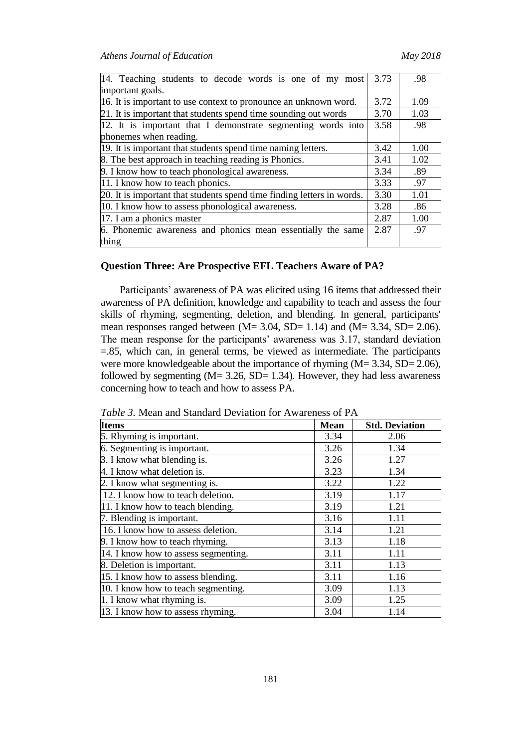| | | |
|---|---|---|
| 14. Teaching students to decode words is one of my most important goals. | 3.73 | .98 |
| 16. It is important to use context to pronounce an unknown word. | 3.72 | 1.09 |
| 21. It is important that students spend time sounding out words | 3.70 | 1.03 |
| 12. It is important that I demonstrate segmenting words into phonemes when reading. | 3.58 | .98 |
| 19. It is important that students spend time naming letters. | 3.42 | 1.00 |
| 8. The best approach in teaching reading is Phonics. | 3.41 | 1.02 |
| 9. I know how to teach phonological awareness. | 3.34 | .89 |
| 11. I know how to teach phonics. | 3.33 | .97 |
| 20. It is important that students spend time finding letters in words. | 3.30 | 1.01 |
| 10. I know how to assess phonological awareness. | 3.28 | .86 |
| 17. I am a phonics master | 2.87 | 1.00 |
| 6. Phonemic awareness and phonics mean essentially the same thing | 2.87 | .97 |

## Question Three: Are Prospective EFL Teachers Aware of PA?

Participants' awareness of PA was elicited using 16 items that addressed their awareness of PA definition, knowledge and capability to teach and assess the four skills of rhyming, segmenting, deletion, and blending. In general, participants' mean responses ranged between (M= 3.04, SD= 1.14) and (M= 3.34, SD= 2.06). The mean response for the participants' awareness was 3.17, standard deviation =.85, which can, in general terms, be viewed as intermediate. The participants were more knowledgeable about the importance of rhyming (M= 3.34, SD= 2.06), followed by segmenting (M= 3.26, SD= 1.34). However, they had less awareness concerning how to teach and how to assess PA.

*Table 3.* Mean and Standard Deviation for Awareness of PA

| Items | Mean | Std. Deviation |
|---|---|---|
| 5. Rhyming is important. | 3.34 | 2.06 |
| 6. Segmenting is important. | 3.26 | 1.34 |
| 3. I know what blending is. | 3.26 | 1.27 |
| 4. I know what deletion is. | 3.23 | 1.34 |
| 2. I know what segmenting is. | 3.22 | 1.22 |
| 12. I know how to teach deletion. | 3.19 | 1.17 |
| 11. I know how to teach blending. | 3.19 | 1.21 |
| 7. Blending is important. | 3.16 | 1.11 |
| 16. I know how to assess deletion. | 3.14 | 1.21 |
| 9. I know how to teach rhyming. | 3.13 | 1.18 |
| 14. I know how to assess segmenting. | 3.11 | 1.11 |
| 8. Deletion is important. | 3.11 | 1.13 |
| 15. I know how to assess blending. | 3.11 | 1.16 |
| 10. I know how to teach segmenting. | 3.09 | 1.13 |
| 1. I know what rhyming is. | 3.09 | 1.25 |
| 13. I know how to assess rhyming. | 3.04 | 1.14 |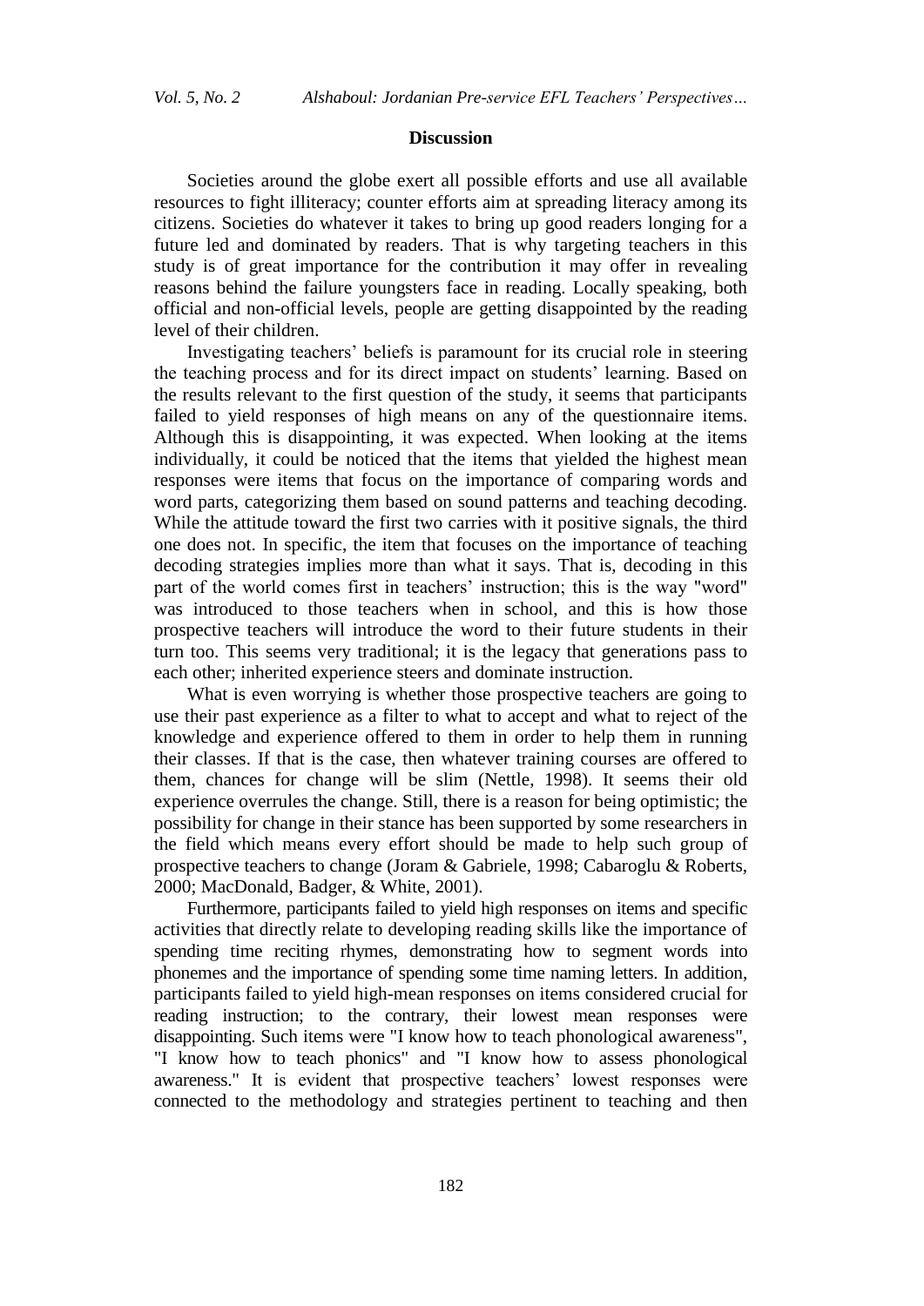## Discussion

Societies around the globe exert all possible efforts and use all available resources to fight illiteracy; counter efforts aim at spreading literacy among its citizens. Societies do whatever it takes to bring up good readers longing for a future led and dominated by readers. That is why targeting teachers in this study is of great importance for the contribution it may offer in revealing reasons behind the failure youngsters face in reading. Locally speaking, both official and non-official levels, people are getting disappointed by the reading level of their children.

Investigating teachers' beliefs is paramount for its crucial role in steering the teaching process and for its direct impact on students' learning. Based on the results relevant to the first question of the study, it seems that participants failed to yield responses of high means on any of the questionnaire items. Although this is disappointing, it was expected. When looking at the items individually, it could be noticed that the items that yielded the highest mean responses were items that focus on the importance of comparing words and word parts, categorizing them based on sound patterns and teaching decoding. While the attitude toward the first two carries with it positive signals, the third one does not. In specific, the item that focuses on the importance of teaching decoding strategies implies more than what it says. That is, decoding in this part of the world comes first in teachers' instruction; this is the way "word" was introduced to those teachers when in school, and this is how those prospective teachers will introduce the word to their future students in their turn too. This seems very traditional; it is the legacy that generations pass to each other; inherited experience steers and dominate instruction.

What is even worrying is whether those prospective teachers are going to use their past experience as a filter to what to accept and what to reject of the knowledge and experience offered to them in order to help them in running their classes. If that is the case, then whatever training courses are offered to them, chances for change will be slim (Nettle, 1998). It seems their old experience overrules the change. Still, there is a reason for being optimistic; the possibility for change in their stance has been supported by some researchers in the field which means every effort should be made to help such group of prospective teachers to change (Joram & Gabriele, 1998; Cabaroglu & Roberts, 2000; MacDonald, Badger, & White, 2001).

Furthermore, participants failed to yield high responses on items and specific activities that directly relate to developing reading skills like the importance of spending time reciting rhymes, demonstrating how to segment words into phonemes and the importance of spending some time naming letters. In addition, participants failed to yield high-mean responses on items considered crucial for reading instruction; to the contrary, their lowest mean responses were disappointing. Such items were "I know how to teach phonological awareness", "I know how to teach phonics" and "I know how to assess phonological awareness." It is evident that prospective teachers' lowest responses were connected to the methodology and strategies pertinent to teaching and then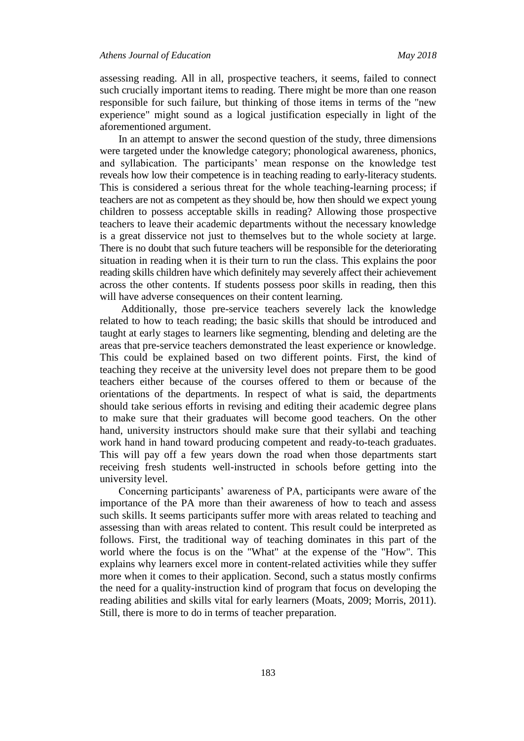assessing reading. All in all, prospective teachers, it seems, failed to connect such crucially important items to reading. There might be more than one reason responsible for such failure, but thinking of those items in terms of the "new experience" might sound as a logical justification especially in light of the aforementioned argument.

In an attempt to answer the second question of the study, three dimensions were targeted under the knowledge category; phonological awareness, phonics, and syllabication. The participants' mean response on the knowledge test reveals how low their competence is in teaching reading to early-literacy students. This is considered a serious threat for the whole teaching-learning process; if teachers are not as competent as they should be, how then should we expect young children to possess acceptable skills in reading? Allowing those prospective teachers to leave their academic departments without the necessary knowledge is a great disservice not just to themselves but to the whole society at large. There is no doubt that such future teachers will be responsible for the deteriorating situation in reading when it is their turn to run the class. This explains the poor reading skills children have which definitely may severely affect their achievement across the other contents. If students possess poor skills in reading, then this will have adverse consequences on their content learning.

Additionally, those pre-service teachers severely lack the knowledge related to how to teach reading; the basic skills that should be introduced and taught at early stages to learners like segmenting, blending and deleting are the areas that pre-service teachers demonstrated the least experience or knowledge. This could be explained based on two different points. First, the kind of teaching they receive at the university level does not prepare them to be good teachers either because of the courses offered to them or because of the orientations of the departments. In respect of what is said, the departments should take serious efforts in revising and editing their academic degree plans to make sure that their graduates will become good teachers. On the other hand, university instructors should make sure that their syllabi and teaching work hand in hand toward producing competent and ready-to-teach graduates. This will pay off a few years down the road when those departments start receiving fresh students well-instructed in schools before getting into the university level.

Concerning participants' awareness of PA, participants were aware of the importance of the PA more than their awareness of how to teach and assess such skills. It seems participants suffer more with areas related to teaching and assessing than with areas related to content. This result could be interpreted as follows. First, the traditional way of teaching dominates in this part of the world where the focus is on the "What" at the expense of the "How". This explains why learners excel more in content-related activities while they suffer more when it comes to their application. Second, such a status mostly confirms the need for a quality-instruction kind of program that focus on developing the reading abilities and skills vital for early learners (Moats, 2009; Morris, 2011). Still, there is more to do in terms of teacher preparation.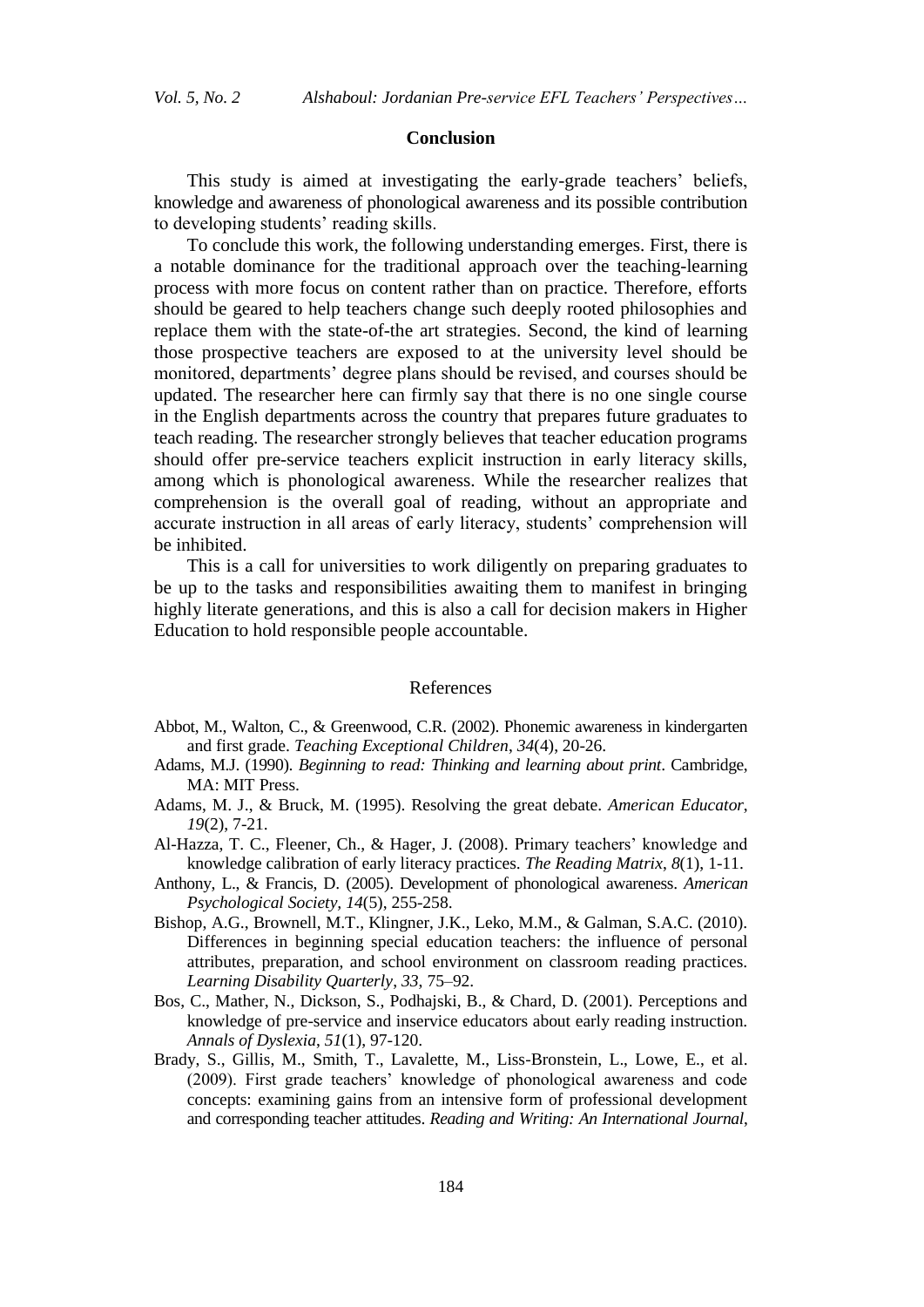## Conclusion

This study is aimed at investigating the early-grade teachers' beliefs, knowledge and awareness of phonological awareness and its possible contribution to developing students' reading skills.

To conclude this work, the following understanding emerges. First, there is a notable dominance for the traditional approach over the teaching-learning process with more focus on content rather than on practice. Therefore, efforts should be geared to help teachers change such deeply rooted philosophies and replace them with the state-of-the art strategies. Second, the kind of learning those prospective teachers are exposed to at the university level should be monitored, departments' degree plans should be revised, and courses should be updated. The researcher here can firmly say that there is no one single course in the English departments across the country that prepares future graduates to teach reading. The researcher strongly believes that teacher education programs should offer pre-service teachers explicit instruction in early literacy skills, among which is phonological awareness. While the researcher realizes that comprehension is the overall goal of reading, without an appropriate and accurate instruction in all areas of early literacy, students' comprehension will be inhibited.

This is a call for universities to work diligently on preparing graduates to be up to the tasks and responsibilities awaiting them to manifest in bringing highly literate generations, and this is also a call for decision makers in Higher Education to hold responsible people accountable.

## References

Abbot, M., Walton, C., & Greenwood, C.R. (2002). Phonemic awareness in kindergarten and first grade. *Teaching Exceptional Children*, *34*(4), 20-26.

Adams, M.J. (1990). *Beginning to read: Thinking and learning about print*. Cambridge, MA: MIT Press.

Adams, M. J., & Bruck, M. (1995). Resolving the great debate. *American Educator*, *19*(2), 7-21.

Al-Hazza, T. C., Fleener, Ch., & Hager, J. (2008). Primary teachers' knowledge and knowledge calibration of early literacy practices. *The Reading Matrix*, *8*(1), 1-11.

Anthony, L., & Francis, D. (2005). Development of phonological awareness. *American Psychological Society, 14*(5), 255-258.

Bishop, A.G., Brownell, M.T., Klingner, J.K., Leko, M.M., & Galman, S.A.C. (2010). Differences in beginning special education teachers: the influence of personal attributes, preparation, and school environment on classroom reading practices. *Learning Disability Quarterly*, *33*, 75–92.

Bos, C., Mather, N., Dickson, S., Podhajski, B., & Chard, D. (2001). Perceptions and knowledge of pre-service and inservice educators about early reading instruction. *Annals of Dyslexia*, *51*(1), 97-120.

Brady, S., Gillis, M., Smith, T., Lavalette, M., Liss-Bronstein, L., Lowe, E., et al. (2009). First grade teachers' knowledge of phonological awareness and code concepts: examining gains from an intensive form of professional development and corresponding teacher attitudes. *Reading and Writing: An International Journal*,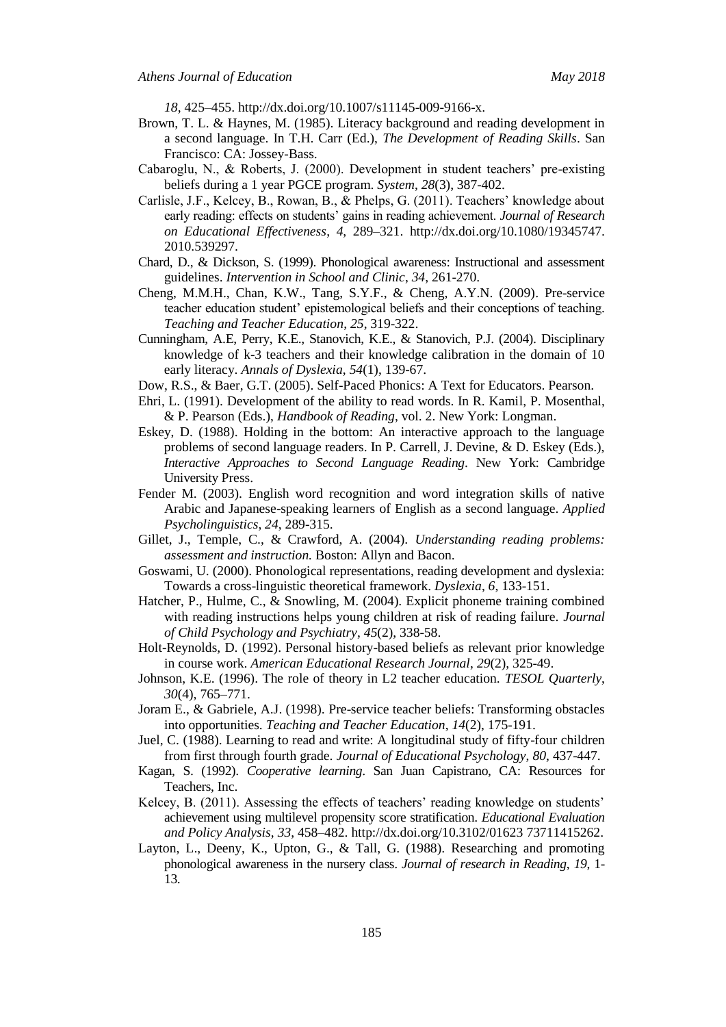*18*, 425–455. http://dx.doi.org/10.1007/s11145-009-9166-x.

Brown, T. L. & Haynes, M. (1985). Literacy background and reading development in a second language. In T.H. Carr (Ed.), *The Development of Reading Skills*. San Francisco: CA: Jossey-Bass.

Cabaroglu, N., & Roberts, J. (2000). Development in student teachers' pre-existing beliefs during a 1 year PGCE program. *System*, *28*(3), 387-402.

Carlisle, J.F., Kelcey, B., Rowan, B., & Phelps, G. (2011). Teachers' knowledge about early reading: effects on students' gains in reading achievement. *Journal of Research on Educational Effectiveness*, *4*, 289–321. http://dx.doi.org/10.1080/19345747.2010.539297.

Chard, D., & Dickson, S. (1999). Phonological awareness: Instructional and assessment guidelines. *Intervention in School and Clinic*, *34*, 261-270.

Cheng, M.M.H., Chan, K.W., Tang, S.Y.F., & Cheng, A.Y.N. (2009). Pre-service teacher education student' epistemological beliefs and their conceptions of teaching. *Teaching and Teacher Education*, *25*, 319-322.

Cunningham, A.E, Perry, K.E., Stanovich, K.E., & Stanovich, P.J. (2004). Disciplinary knowledge of k-3 teachers and their knowledge calibration in the domain of 10 early literacy. *Annals of Dyslexia*, *54*(1), 139-67.

Dow, R.S., & Baer, G.T. (2005). Self-Paced Phonics: A Text for Educators. Pearson.

Ehri, L. (1991). Development of the ability to read words. In R. Kamil, P. Mosenthal, & P. Pearson (Eds.), *Handbook of Reading*, vol. 2. New York: Longman.

Eskey, D. (1988). Holding in the bottom: An interactive approach to the language problems of second language readers. In P. Carrell, J. Devine, & D. Eskey (Eds.), *Interactive Approaches to Second Language Reading*. New York: Cambridge University Press.

Fender M. (2003). English word recognition and word integration skills of native Arabic and Japanese-speaking learners of English as a second language. *Applied Psycholinguistics*, *24*, 289-315.

Gillet, J., Temple, C., & Crawford, A. (2004). *Understanding reading problems: assessment and instruction.* Boston: Allyn and Bacon.

Goswami, U. (2000). Phonological representations, reading development and dyslexia: Towards a cross-linguistic theoretical framework. *Dyslexia*, *6*, 133-151.

Hatcher, P., Hulme, C., & Snowling, M. (2004). Explicit phoneme training combined with reading instructions helps young children at risk of reading failure. *Journal of Child Psychology and Psychiatry*, *45*(2), 338-58.

Holt-Reynolds, D. (1992). Personal history-based beliefs as relevant prior knowledge in course work. *American Educational Research Journal*, *29*(2), 325-49.

Johnson, K.E. (1996). The role of theory in L2 teacher education. *TESOL Quarterly*, *30*(4), 765–771.

Joram E., & Gabriele, A.J. (1998). Pre-service teacher beliefs: Transforming obstacles into opportunities. *Teaching and Teacher Education*, *14*(2), 175-191.

Juel, C. (1988). Learning to read and write: A longitudinal study of fifty-four children from first through fourth grade. *Journal of Educational Psychology*, *80*, 437-447.

Kagan, S. (1992). *Cooperative learning*. San Juan Capistrano, CA: Resources for Teachers, Inc.

Kelcey, B. (2011). Assessing the effects of teachers' reading knowledge on students' achievement using multilevel propensity score stratification. *Educational Evaluation and Policy Analysis*, *33*, 458–482. http://dx.doi.org/10.3102/01623 73711415262.

Layton, L., Deeny, K., Upton, G., & Tall, G. (1988). Researching and promoting phonological awareness in the nursery class. *Journal of research in Reading*, *19*, 1-13.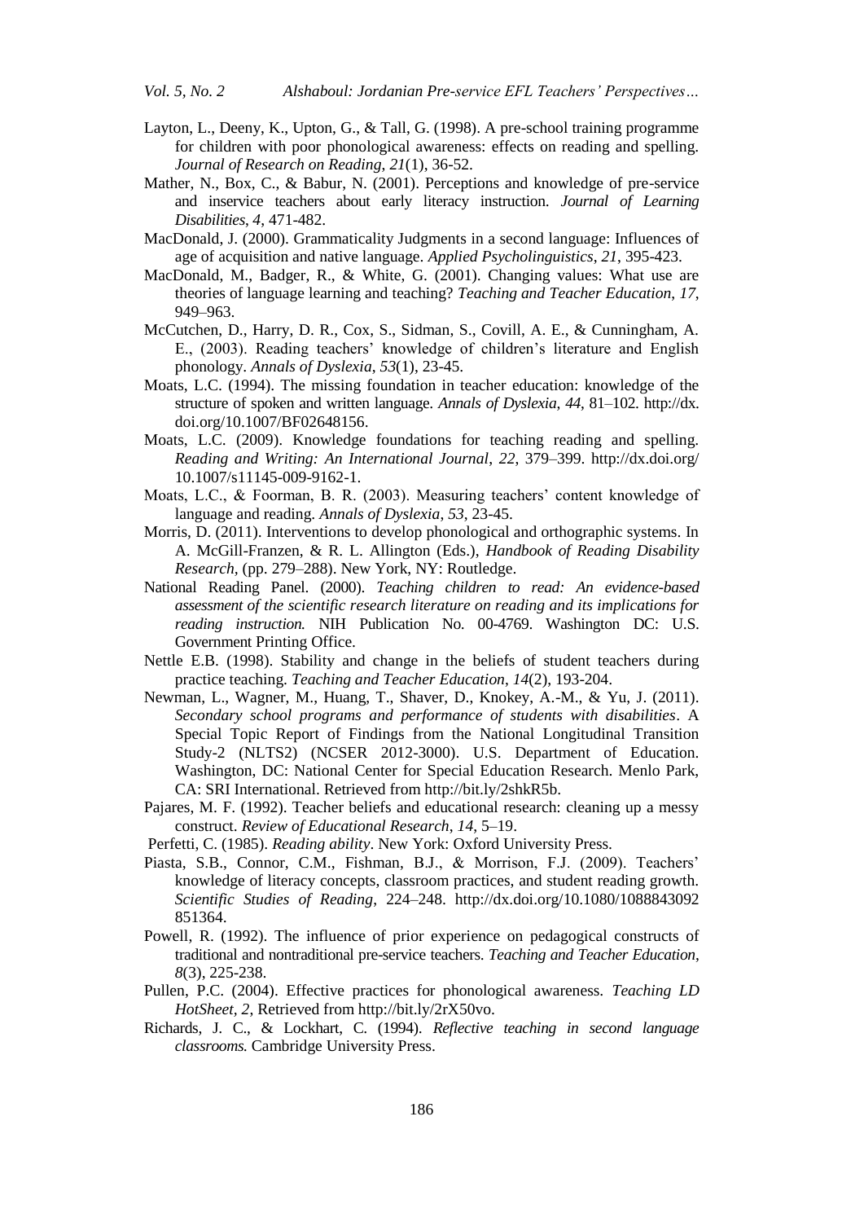Layton, L., Deeny, K., Upton, G., & Tall, G. (1998). A pre-school training programme for children with poor phonological awareness: effects on reading and spelling. *Journal of Research on Reading*, *21*(1), 36-52.

Mather, N., Box, C., & Babur, N. (2001). Perceptions and knowledge of pre-service and inservice teachers about early literacy instruction. *Journal of Learning Disabilities*, *4*, 471-482.

MacDonald, J. (2000). Grammaticality Judgments in a second language: Influences of age of acquisition and native language. *Applied Psycholinguistics*, *21*, 395-423.

MacDonald, M., Badger, R., & White, G. (2001). Changing values: What use are theories of language learning and teaching? *Teaching and Teacher Education*, *17*, 949–963.

McCutchen, D., Harry, D. R., Cox, S., Sidman, S., Covill, A. E., & Cunningham, A. E., (2003). Reading teachers' knowledge of children's literature and English phonology. *Annals of Dyslexia*, *53*(1), 23-45.

Moats, L.C. (1994). The missing foundation in teacher education: knowledge of the structure of spoken and written language. *Annals of Dyslexia*, *44*, 81–102. http://dx. doi.org/10.1007/BF02648156.

Moats, L.C. (2009). Knowledge foundations for teaching reading and spelling. *Reading and Writing: An International Journal*, *22*, 379–399. http://dx.doi.org/ 10.1007/s11145-009-9162-1.

Moats, L.C., & Foorman, B. R. (2003). Measuring teachers' content knowledge of language and reading. *Annals of Dyslexia*, *53*, 23-45.

Morris, D. (2011). Interventions to develop phonological and orthographic systems. In A. McGill-Franzen, & R. L. Allington (Eds.), *Handbook of Reading Disability Research,* (pp. 279–288). New York, NY: Routledge.

National Reading Panel. (2000). *Teaching children to read: An evidence-based assessment of the scientific research literature on reading and its implications for reading instruction.* NIH Publication No. 00-4769. Washington DC: U.S. Government Printing Office.

Nettle E.B. (1998). Stability and change in the beliefs of student teachers during practice teaching. *Teaching and Teacher Education*, *14*(2), 193-204.

Newman, L., Wagner, M., Huang, T., Shaver, D., Knokey, A.-M., & Yu, J. (2011). *Secondary school programs and performance of students with disabilities*. A Special Topic Report of Findings from the National Longitudinal Transition Study-2 (NLTS2) (NCSER 2012-3000). U.S. Department of Education. Washington, DC: National Center for Special Education Research. Menlo Park, CA: SRI International. Retrieved from http://bit.ly/2shkR5b.

Pajares, M. F. (1992). Teacher beliefs and educational research: cleaning up a messy construct. *Review of Educational Research*, *14*, 5–19.

Perfetti, C. (1985). *Reading ability*. New York: Oxford University Press.

Piasta, S.B., Connor, C.M., Fishman, B.J., & Morrison, F.J. (2009). Teachers' knowledge of literacy concepts, classroom practices, and student reading growth. *Scientific Studies of Reading*, 224–248. http://dx.doi.org/10.1080/1088843092 851364.

Powell, R. (1992). The influence of prior experience on pedagogical constructs of traditional and nontraditional pre-service teachers. *Teaching and Teacher Education*, *8*(3), 225-238.

Pullen, P.C. (2004). Effective practices for phonological awareness. *Teaching LD HotSheet*, *2*, Retrieved from http://bit.ly/2rX50vo.

Richards, J. C., & Lockhart, C. (1994). *Reflective teaching in second language classrooms.* Cambridge University Press.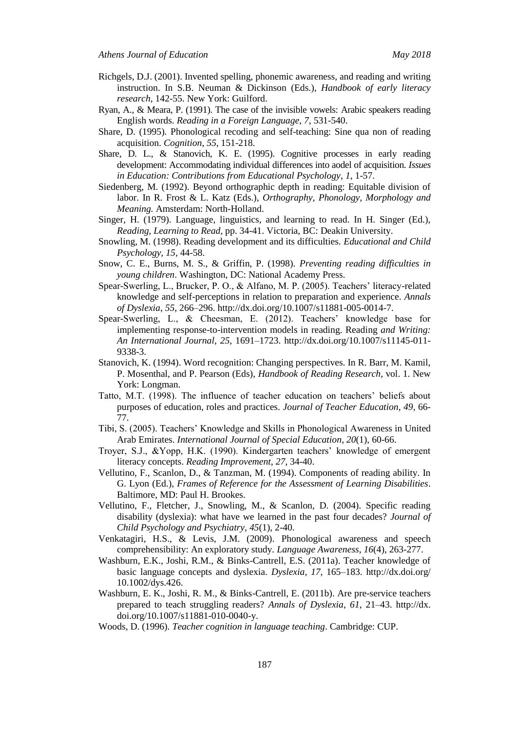Richgels, D.J. (2001). Invented spelling, phonemic awareness, and reading and writing instruction. In S.B. Neuman & Dickinson (Eds.), *Handbook of early literacy research*, 142-55. New York: Guilford.

Ryan, A., & Meara, P. (1991). The case of the invisible vowels: Arabic speakers reading English words. *Reading in a Foreign Language*, *7*, 531-540.

Share, D. (1995). Phonological recoding and self-teaching: Sine qua non of reading acquisition. *Cognition*, *55*, 151-218.

Share, D. L., & Stanovich, K. E. (1995). Cognitive processes in early reading development: Accommodating individual differences into aodel of acquisition. *Issues in Education: Contributions from Educational Psychology*, *1*, 1-57.

Siedenberg, M. (1992). Beyond orthographic depth in reading: Equitable division of labor. In R. Frost & L. Katz (Eds.), *Orthography, Phonology, Morphology and Meaning.* Amsterdam: North-Holland.

Singer, H. (1979). Language, linguistics, and learning to read. In H. Singer (Ed.), *Reading, Learning to Read*, pp. 34-41. Victoria, BC: Deakin University.

Snowling, M. (1998). Reading development and its difficulties. *Educational and Child Psychology, 15*, 44-58.

Snow, C. E., Burns, M. S., & Griffin, P. (1998). *Preventing reading difficulties in young children*. Washington, DC: National Academy Press.

Spear-Swerling, L., Brucker, P. O., & Alfano, M. P. (2005). Teachers' literacy-related knowledge and self-perceptions in relation to preparation and experience. *Annals of Dyslexia*, *55*, 266–296. http://dx.doi.org/10.1007/s11881-005-0014-7.

Spear-Swerling, L., & Cheesman, E. (2012). Teachers' knowledge base for implementing response-to-intervention models in reading. Reading *and Writing: An International Journal*, *25*, 1691–1723. http://dx.doi.org/10.1007/s11145-011-9338-3.

Stanovich, K. (1994). Word recognition: Changing perspectives. In R. Barr, M. Kamil, P. Mosenthal, and P. Pearson (Eds), *Handbook of Reading Research*, vol. 1. New York: Longman.

Tatto, M.T. (1998). The influence of teacher education on teachers' beliefs about purposes of education, roles and practices. *Journal of Teacher Education*, *49*, 66-77.

Tibi, S. (2005). Teachers' Knowledge and Skills in Phonological Awareness in United Arab Emirates. *International Journal of Special Education*, *20*(1), 60-66.

Troyer, S.J., &Yopp, H.K. (1990). Kindergarten teachers' knowledge of emergent literacy concepts. *Reading Improvement*, *27*, 34-40.

Vellutino, F., Scanlon, D., & Tanzman, M. (1994). Components of reading ability. In G. Lyon (Ed.), *Frames of Reference for the Assessment of Learning Disabilities*. Baltimore, MD: Paul H. Brookes.

Vellutino, F., Fletcher, J., Snowling, M., & Scanlon, D. (2004). Specific reading disability (dyslexia): what have we learned in the past four decades? *Journal of Child Psychology and Psychiatry*, *45*(1), 2-40.

Venkatagiri, H.S., & Levis, J.M. (2009). Phonological awareness and speech comprehensibility: An exploratory study. *Language Awareness*, *16*(4), 263-277.

Washburn, E.K., Joshi, R.M., & Binks-Cantrell, E.S. (2011a). Teacher knowledge of basic language concepts and dyslexia. *Dyslexia*, *17*, 165–183. http://dx.doi.org/ 10.1002/dys.426.

Washburn, E. K., Joshi, R. M., & Binks-Cantrell, E. (2011b). Are pre-service teachers prepared to teach struggling readers? *Annals of Dyslexia*, *61*, 21–43. http://dx. doi.org/10.1007/s11881-010-0040-y.

Woods, D. (1996). *Teacher cognition in language teaching*. Cambridge: CUP.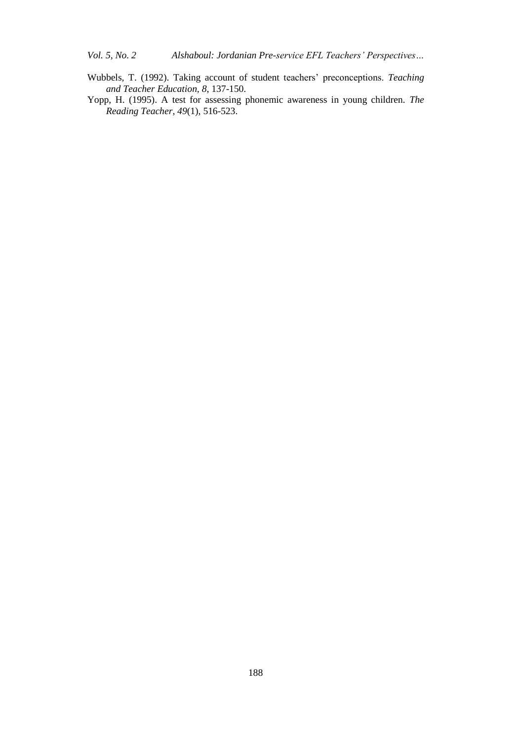Wubbels, T. (1992). Taking account of student teachers' preconceptions. *Teaching and Teacher Education*, *8*, 137-150.

Yopp, H. (1995). A test for assessing phonemic awareness in young children. *The Reading Teacher*, *49*(1), 516-523.